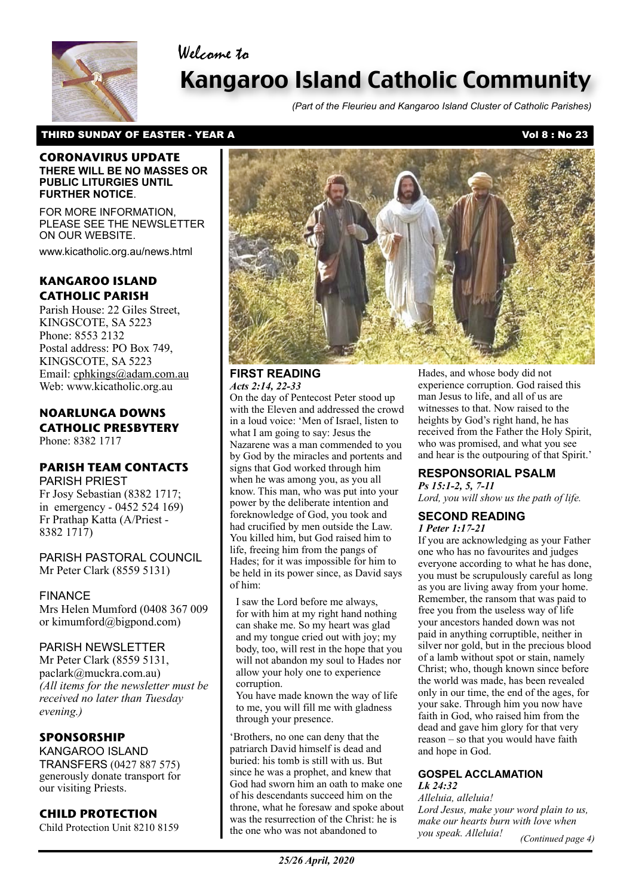Welcome to

# Kangaroo Island Catholic Community

*(Part of the Fleurieu and Kangaroo Island Cluster of Catholic Parishes)*

**THIRD SUNDAY OF EASTER - YEAR A** **Vol 8 : No 23**

## CORONAVIRUS UPDATE

**THERE WILL BE NO MASSES OR PUBLIC LITURGIES UNTIL FURTHER NOTICE**.

FOR MORE INFORMATION, PLEASE SEE THE NEWSLETTER ON OUR WEBSITE.

www.kicatholic.org.au/news.html

## KANGAROO ISLAND CATHOLIC PARISH

Parish House: 22 Giles Street, KINGSCOTE, SA 5223
Phone: 8553 2132
Postal address: PO Box 749, KINGSCOTE, SA 5223
Email: cphkings@adam.com.au
Web: www.kicatholic.org.au

## NOARLUNGA DOWNS CATHOLIC PRESBYTERY

Phone: 8382 1717

## PARISH TEAM CONTACTS

PARISH PRIEST
Fr Josy Sebastian (8382 1717; in emergency - 0452 524 169)
Fr Prathap Katta (A/Priest - 8382 1717)

PARISH PASTORAL COUNCIL
Mr Peter Clark (8559 5131)

FINANCE
Mrs Helen Mumford (0408 367 009 or kimumford@bigpond.com)

PARISH NEWSLETTER
Mr Peter Clark (8559 5131, paclark@muckra.com.au)
*(All items for the newsletter must be received no later than Tuesday evening.)*

## SPONSORSHIP

KANGAROO ISLAND TRANSFERS (0427 887 575) generously donate transport for our visiting Priests.

## CHILD PROTECTION

Child Protection Unit 8210 8159

## FIRST READING

***Acts 2:14, 22-33***

On the day of Pentecost Peter stood up with the Eleven and addressed the crowd in a loud voice: 'Men of Israel, listen to what I am going to say: Jesus the Nazarene was a man commended to you by God by the miracles and portents and signs that God worked through him when he was among you, as you all know. This man, who was put into your power by the deliberate intention and foreknowledge of God, you took and had crucified by men outside the Law. You killed him, but God raised him to life, freeing him from the pangs of Hades; for it was impossible for him to be held in its power since, as David says of him:

> I saw the Lord before me always, for with him at my right hand nothing can shake me. So my heart was glad and my tongue cried out with joy; my body, too, will rest in the hope that you will not abandon my soul to Hades nor allow your holy one to experience corruption.
> You have made known the way of life to me, you will fill me with gladness through your presence.

'Brothers, no one can deny that the patriarch David himself is dead and buried: his tomb is still with us. But since he was a prophet, and knew that God had sworn him an oath to make one of his descendants succeed him on the throne, what he foresaw and spoke about was the resurrection of the Christ: he is the one who was not abandoned to Hades, and whose body did not experience corruption. God raised this man Jesus to life, and all of us are witnesses to that. Now raised to the heights by God's right hand, he has received from the Father the Holy Spirit, who was promised, and what you see and hear is the outpouring of that Spirit.'

## RESPONSORIAL PSALM

***Ps 15:1-2, 5, 7-11***

*Lord, you will show us the path of life.*

## SECOND READING

***1 Peter 1:17-21***

If you are acknowledging as your Father one who has no favourites and judges everyone according to what he has done, you must be scrupulously careful as long as you are living away from your home. Remember, the ransom that was paid to free you from the useless way of life your ancestors handed down was not paid in anything corruptible, neither in silver nor gold, but in the precious blood of a lamb without spot or stain, namely Christ; who, though known since before the world was made, has been revealed only in our time, the end of the ages, for your sake. Through him you now have faith in God, who raised him from the dead and gave him glory for that very reason – so that you would have faith and hope in God.

## GOSPEL ACCLAMATION

***Lk 24:32***

*Alleluia, alleluia!*
*Lord Jesus, make your word plain to us, make our hearts burn with love when you speak. Alleluia!*

*(Continued page 4)*

*25/26 April, 2020*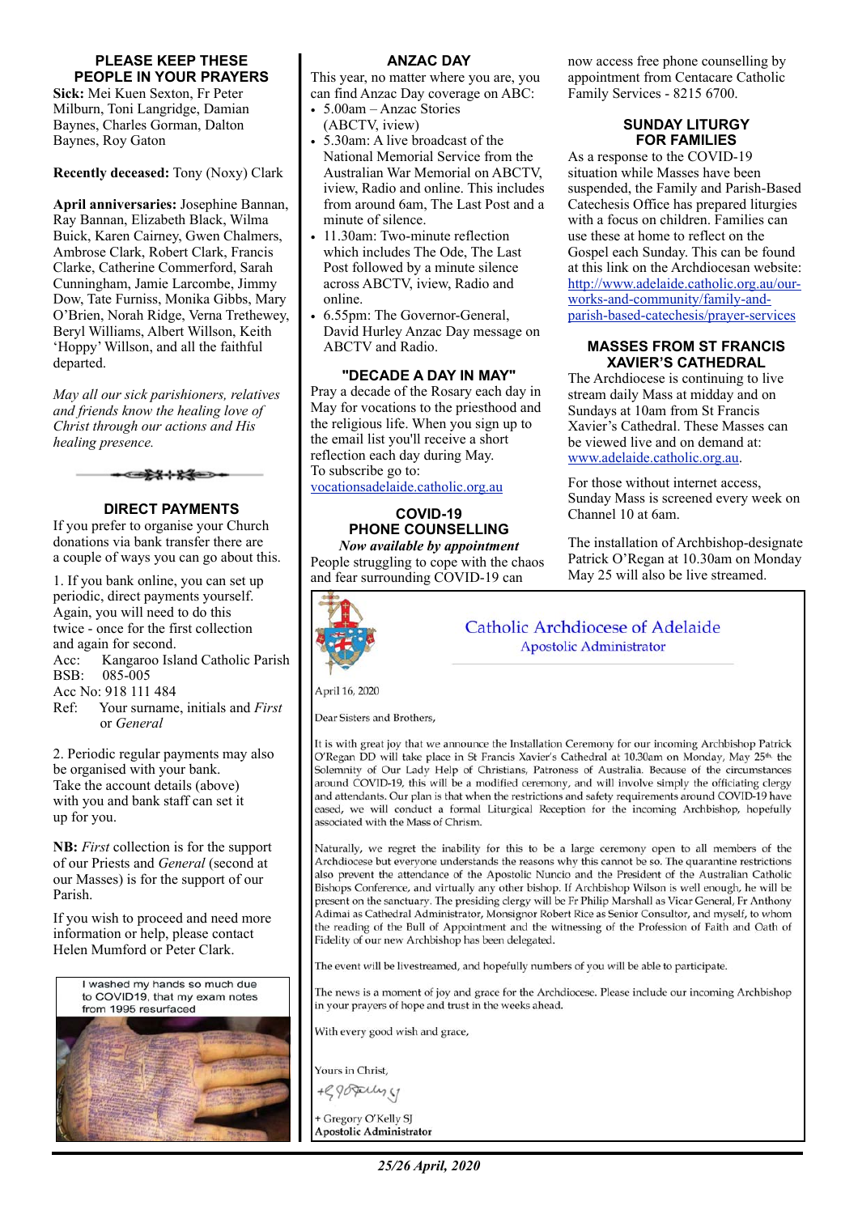## PLEASE KEEP THESE PEOPLE IN YOUR PRAYERS

**Sick:** Mei Kuen Sexton, Fr Peter Milburn, Toni Langridge, Damian Baynes, Charles Gorman, Dalton Baynes, Roy Gaton

**Recently deceased:** Tony (Noxy) Clark

**April anniversaries:** Josephine Bannan, Ray Bannan, Elizabeth Black, Wilma Buick, Karen Cairney, Gwen Chalmers, Ambrose Clark, Robert Clark, Francis Clarke, Catherine Commerford, Sarah Cunningham, Jamie Larcombe, Jimmy Dow, Tate Furniss, Monika Gibbs, Mary O'Brien, Norah Ridge, Verna Trethewey, Beryl Williams, Albert Willson, Keith 'Hoppy' Willson, and all the faithful departed.

*May all our sick parishioners, relatives and friends know the healing love of Christ through our actions and His healing presence.*

## DIRECT PAYMENTS

If you prefer to organise your Church donations via bank transfer there are a couple of ways you can go about this.

1. If you bank online, you can set up periodic, direct payments yourself. Again, you will need to do this twice - once for the first collection and again for second.

Acc: Kangaroo Island Catholic Parish
BSB: 085-005
Acc No: 918 111 484
Ref: Your surname, initials and *First* or *General*

2. Periodic regular payments may also be organised with your bank. Take the account details (above) with you and bank staff can set it up for you.

**NB:** *First* collection is for the support of our Priests and *General* (second at our Masses) is for the support of our Parish.

If you wish to proceed and need more information or help, please contact Helen Mumford or Peter Clark.

I washed my hands so much due to COVID19, that my exam notes from 1995 resurfaced

## ANZAC DAY

This year, no matter where you are, you can find Anzac Day coverage on ABC:

- 5.00am – Anzac Stories (ABCTV, iview)
- 5.30am: A live broadcast of the National Memorial Service from the Australian War Memorial on ABCTV, iview, Radio and online. This includes from around 6am, The Last Post and a minute of silence.
- 11.30am: Two-minute reflection which includes The Ode, The Last Post followed by a minute silence across ABCTV, iview, Radio and online.
- 6.55pm: The Governor-General, David Hurley Anzac Day message on ABCTV and Radio.

## "DECADE A DAY IN MAY"

Pray a decade of the Rosary each day in May for vocations to the priesthood and the religious life. When you sign up to the email list you'll receive a short reflection each day during May.
To subscribe go to:
vocationsadelaide.catholic.org.au

## COVID-19 PHONE COUNSELLING

***Now available by appointment***

People struggling to cope with the chaos and fear surrounding COVID-19 can now access free phone counselling by appointment from Centacare Catholic Family Services - 8215 6700.

## SUNDAY LITURGY FOR FAMILIES

As a response to the COVID-19 situation while Masses have been suspended, the Family and Parish-Based Catechesis Office has prepared liturgies with a focus on children. Families can use these at home to reflect on the Gospel each Sunday. This can be found at this link on the Archdiocesan website: http://www.adelaide.catholic.org.au/our-works-and-community/family-and-parish-based-catechesis/prayer-services

## MASSES FROM ST FRANCIS XAVIER'S CATHEDRAL

The Archdiocese is continuing to live stream daily Mass at midday and on Sundays at 10am from St Francis Xavier's Cathedral. These Masses can be viewed live and on demand at: www.adelaide.catholic.org.au.

For those without internet access, Sunday Mass is screened every week on Channel 10 at 6am.

The installation of Archbishop-designate Patrick O'Regan at 10.30am on Monday May 25 will also be live streamed.

---

Catholic Archdiocese of Adelaide
Apostolic Administrator

April 16, 2020

Dear Sisters and Brothers,

It is with great joy that we announce the Installation Ceremony for our incoming Archbishop Patrick O'Regan DD will take place in St Francis Xavier's Cathedral at 10.30am on Monday, May 25th the Solemnity of Our Lady Help of Christians, Patroness of Australia. Because of the circumstances around COVID-19, this will be a modified ceremony, and will involve simply the officiating clergy and attendants. Our plan is that when the restrictions and safety requirements around COVID-19 have eased, we will conduct a formal Liturgical Reception for the incoming Archbishop, hopefully associated with the Mass of Chrism.

Naturally, we regret the inability for this to be a large ceremony open to all members of the Archdiocese but everyone understands the reasons why this cannot be so. The quarantine restrictions also prevent the attendance of the Apostolic Nuncio and the President of the Australian Catholic Bishops Conference, and virtually any other bishop. If Archbishop Wilson is well enough, he will be present on the sanctuary. The presiding clergy will be Fr Philip Marshall as Vicar General, Fr Anthony Adimai as Cathedral Administrator, Monsignor Robert Rice as Senior Consultor, and myself, to whom the reading of the Bull of Appointment and the witnessing of the Profession of Faith and Oath of Fidelity of our new Archbishop has been delegated.

The event will be livestreamed, and hopefully numbers of you will be able to participate.

The news is a moment of joy and grace for the Archdiocese. Please include our incoming Archbishop in your prayers of hope and trust in the weeks ahead.

With every good wish and grace,

Yours in Christ,

+ Gregory O'Kelly SJ
Apostolic Administrator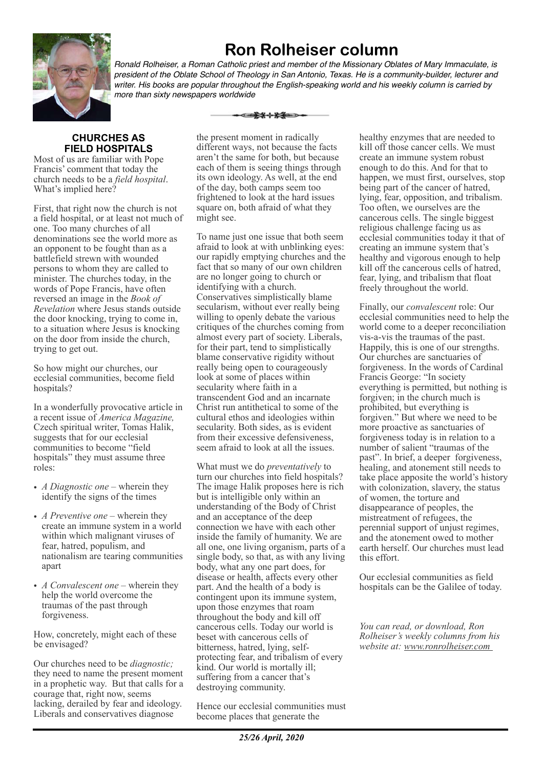# Ron Rolheiser column

*Ronald Rolheiser, a Roman Catholic priest and member of the Missionary Oblates of Mary Immaculate, is president of the Oblate School of Theology in San Antonio, Texas. He is a community-builder, lecturer and writer. His books are popular throughout the English-speaking world and his weekly column is carried by more than sixty newspapers worldwide*

## CHURCHES AS FIELD HOSPITALS

Most of us are familiar with Pope Francis' comment that today the church needs to be a *field hospital*. What's implied here?

First, that right now the church is not a field hospital, or at least not much of one. Too many churches of all denominations see the world more as an opponent to be fought than as a battlefield strewn with wounded persons to whom they are called to minister. The churches today, in the words of Pope Francis, have often reversed an image in the *Book of Revelation* where Jesus stands outside the door knocking, trying to come in, to a situation where Jesus is knocking on the door from inside the church, trying to get out.

So how might our churches, our ecclesial communities, become field hospitals?

In a wonderfully provocative article in a recent issue of *America Magazine,* Czech spiritual writer, Tomas Halik, suggests that for our ecclesial communities to become "field hospitals" they must assume three roles:

- *A Diagnostic one* – wherein they identify the signs of the times
- *A Preventive one* – wherein they create an immune system in a world within which malignant viruses of fear, hatred, populism, and nationalism are tearing communities apart
- *A Convalescent one* – wherein they help the world overcome the traumas of the past through forgiveness.

How, concretely, might each of these be envisaged?

Our churches need to be *diagnostic;* they need to name the present moment in a prophetic way. But that calls for a courage that, right now, seems lacking, derailed by fear and ideology. Liberals and conservatives diagnose the present moment in radically different ways, not because the facts aren't the same for both, but because each of them is seeing things through its own ideology. As well, at the end of the day, both camps seem too frightened to look at the hard issues square on, both afraid of what they might see.

To name just one issue that both seem afraid to look at with unblinking eyes: our rapidly emptying churches and the fact that so many of our own children are no longer going to church or identifying with a church. Conservatives simplistically blame secularism, without ever really being willing to openly debate the various critiques of the churches coming from almost every part of society. Liberals, for their part, tend to simplistically blame conservative rigidity without really being open to courageously look at some of places within secularity where faith in a transcendent God and an incarnate Christ run antithetical to some of the cultural ethos and ideologies within secularity. Both sides, as is evident from their excessive defensiveness, seem afraid to look at all the issues.

What must we do *preventatively* to turn our churches into field hospitals? The image Halik proposes here is rich but is intelligible only within an understanding of the Body of Christ and an acceptance of the deep connection we have with each other inside the family of humanity. We are all one, one living organism, parts of a single body, so that, as with any living body, what any one part does, for disease or health, affects every other part. And the health of a body is contingent upon its immune system, upon those enzymes that roam throughout the body and kill off cancerous cells. Today our world is beset with cancerous cells of bitterness, hatred, lying, self-protecting fear, and tribalism of every kind. Our world is mortally ill; suffering from a cancer that's destroying community.

Hence our ecclesial communities must become places that generate the healthy enzymes that are needed to kill off those cancer cells. We must create an immune system robust enough to do this. And for that to happen, we must first, ourselves, stop being part of the cancer of hatred, lying, fear, opposition, and tribalism. Too often, we ourselves are the cancerous cells. The single biggest religious challenge facing us as ecclesial communities today it that of creating an immune system that's healthy and vigorous enough to help kill off the cancerous cells of hatred, fear, lying, and tribalism that float freely throughout the world.

Finally, our *convalescent* role: Our ecclesial communities need to help the world come to a deeper reconciliation vis-a-vis the traumas of the past. Happily, this is one of our strengths. Our churches are sanctuaries of forgiveness. In the words of Cardinal Francis George: "In society everything is permitted, but nothing is forgiven; in the church much is prohibited, but everything is forgiven." But where we need to be more proactive as sanctuaries of forgiveness today is in relation to a number of salient "traumas of the past". In brief, a deeper forgiveness, healing, and atonement still needs to take place apposite the world's history with colonization, slavery, the status of women, the torture and disappearance of peoples, the mistreatment of refugees, the perennial support of unjust regimes, and the atonement owed to mother earth herself. Our churches must lead this effort.

Our ecclesial communities as field hospitals can be the Galilee of today.

*You can read, or download, Ron Rolheiser's weekly columns from his website at: www.ronrolheiser.com*

***25/26 April, 2020***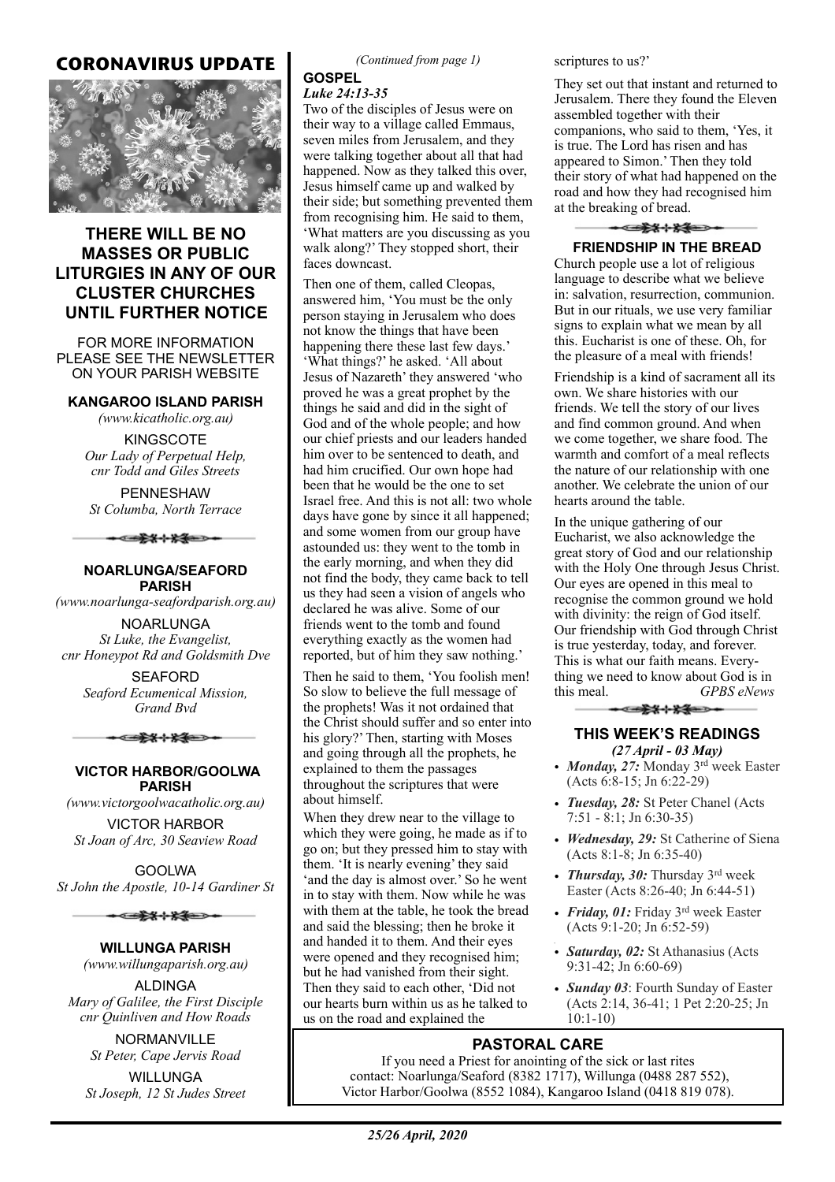# CORONAVIRUS UPDATE

## THERE WILL BE NO MASSES OR PUBLIC LITURGIES IN ANY OF OUR CLUSTER CHURCHES UNTIL FURTHER NOTICE

FOR MORE INFORMATION PLEASE SEE THE NEWSLETTER ON YOUR PARISH WEBSITE

### KANGAROO ISLAND PARISH

*(www.kicatholic.org.au)*

KINGSCOTE
*Our Lady of Perpetual Help, cnr Todd and Giles Streets*

PENNESHAW
*St Columba, North Terrace*

### NOARLUNGA/SEAFORD PARISH

*(www.noarlunga-seafordparish.org.au)*

NOARLUNGA
*St Luke, the Evangelist, cnr Honeypot Rd and Goldsmith Dve*

SEAFORD
*Seaford Ecumenical Mission, Grand Bvd*

### VICTOR HARBOR/GOOLWA PARISH

*(www.victorgoolwacatholic.org.au)*

VICTOR HARBOR
*St Joan of Arc, 30 Seaview Road*

GOOLWA
*St John the Apostle, 10-14 Gardiner St*

### WILLUNGA PARISH

*(www.willungaparish.org.au)*

ALDINGA
*Mary of Galilee, the First Disciple cnr Quinliven and How Roads*

NORMANVILLE
*St Peter, Cape Jervis Road*

WILLUNGA
*St Joseph, 12 St Judes Street*

*(Continued from page 1)*

### GOSPEL

***Luke 24:13-35***

Two of the disciples of Jesus were on their way to a village called Emmaus, seven miles from Jerusalem, and they were talking together about all that had happened. Now as they talked this over, Jesus himself came up and walked by their side; but something prevented them from recognising him. He said to them, 'What matters are you discussing as you walk along?' They stopped short, their faces downcast.

Then one of them, called Cleopas, answered him, 'You must be the only person staying in Jerusalem who does not know the things that have been happening there these last few days.' 'What things?' he asked. 'All about Jesus of Nazareth' they answered 'who proved he was a great prophet by the things he said and did in the sight of God and of the whole people; and how our chief priests and our leaders handed him over to be sentenced to death, and had him crucified. Our own hope had been that he would be the one to set Israel free. And this is not all: two whole days have gone by since it all happened; and some women from our group have astounded us: they went to the tomb in the early morning, and when they did not find the body, they came back to tell us they had seen a vision of angels who declared he was alive. Some of our friends went to the tomb and found everything exactly as the women had reported, but of him they saw nothing.'

Then he said to them, 'You foolish men! So slow to believe the full message of the prophets! Was it not ordained that the Christ should suffer and so enter into his glory?' Then, starting with Moses and going through all the prophets, he explained to them the passages throughout the scriptures that were about himself.

When they drew near to the village to which they were going, he made as if to go on; but they pressed him to stay with them. 'It is nearly evening' they said 'and the day is almost over.' So he went in to stay with them. Now while he was with them at the table, he took the bread and said the blessing; then he broke it and handed it to them. And their eyes were opened and they recognised him; but he had vanished from their sight. Then they said to each other, 'Did not our hearts burn within us as he talked to us on the road and explained the scriptures to us?'

They set out that instant and returned to Jerusalem. There they found the Eleven assembled together with their companions, who said to them, 'Yes, it is true. The Lord has risen and has appeared to Simon.' Then they told their story of what had happened on the road and how they had recognised him at the breaking of bread.

### FRIENDSHIP IN THE BREAD

Church people use a lot of religious language to describe what we believe in: salvation, resurrection, communion. But in our rituals, we use very familiar signs to explain what we mean by all this. Eucharist is one of these. Oh, for the pleasure of a meal with friends!

Friendship is a kind of sacrament all its own. We share histories with our friends. We tell the story of our lives and find common ground. And when we come together, we share food. The warmth and comfort of a meal reflects the nature of our relationship with one another. We celebrate the union of our hearts around the table.

In the unique gathering of our Eucharist, we also acknowledge the great story of God and our relationship with the Holy One through Jesus Christ. Our eyes are opened in this meal to recognise the common ground we hold with divinity: the reign of God itself. Our friendship with God through Christ is true yesterday, today, and forever. This is what our faith means. Everything we need to know about God is in this meal. *GPBS eNews*

### THIS WEEK'S READINGS

*(27 April - 03 May)*

- ***Monday, 27:*** Monday 3rd week Easter (Acts 6:8-15; Jn 6:22-29)
- ***Tuesday, 28:*** St Peter Chanel (Acts 7:51 - 8:1; Jn 6:30-35)
- ***Wednesday, 29:*** St Catherine of Siena (Acts 8:1-8; Jn 6:35-40)
- ***Thursday, 30:*** Thursday 3rd week Easter (Acts 8:26-40; Jn 6:44-51)
- ***Friday, 01:*** Friday 3rd week Easter (Acts 9:1-20; Jn 6:52-59)
- ***Saturday, 02:*** St Athanasius (Acts 9:31-42; Jn 6:60-69)
- ***Sunday 03***: Fourth Sunday of Easter (Acts 2:14, 36-41; 1 Pet 2:20-25; Jn 10:1-10)

### PASTORAL CARE

If you need a Priest for anointing of the sick or last rites contact: Noarlunga/Seaford (8382 1717), Willunga (0488 287 552), Victor Harbor/Goolwa (8552 1084), Kangaroo Island (0418 819 078).

*25/26 April, 2020*